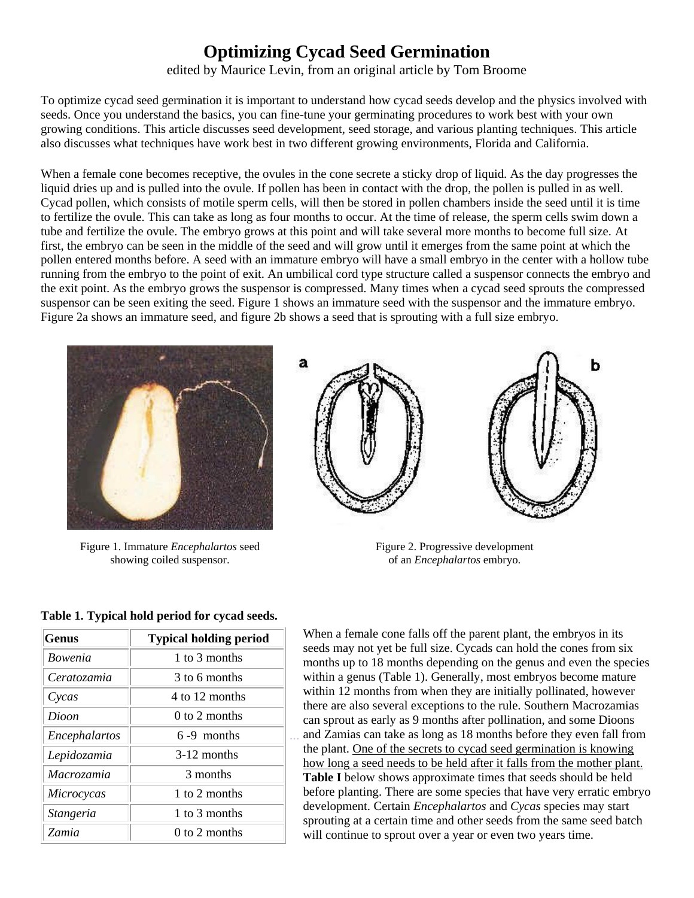# Optimizing Cycad Seed Germination

edited by Maurice Levin, from an original article by Tom Broome

To optimize cycad seed germination it is important to understand how cycad seeds develop and the physics involved with seeds. Once you understand the basics, you can fine-tune your germinating procedures to work best with your own growing conditions. This article discusses seed development, seed storage, and various planting techniques. This article also discusses what techniques have work best in two different growing environments, Florida and California.

When a female cone becomes receptive, the ovules in the cone secrete a sticky drop of liquid. As the day progresses the liquid dries up and is pulled into the ovule. If pollen has been in contact with the drop, the pollen is pulled in as well. Cycad pollen, which consists of motile sperm cells, will then be stored in pollen chambers inside the seed until it is time to fertilize the ovule. This can take as long as four months to occur. At the time of release, the sperm cells swim down a tube and fertilize the ovule. The embryo grows at this point and will take several more months to become full size. At first, the embryo can be seen in the middle of the seed and will grow until it emerges from the same point at which the pollen entered months before. A seed with an immature embryo will have a small embryo in the center with a hollow tube running from the embryo to the point of exit. An umbilical cord type structure called a suspensor connects the embryo and the exit point. As the embryo grows the suspensor is compressed. Many times when a cycad seed sprouts the compressed suspensor can be seen exiting the seed. Figure 1 shows an immature seed with the suspensor and the immature embryo. Figure 2a shows an immature seed, and figure 2b shows a seed that is sprouting with a full size embryo.

Figure 1. Immature *Encephalartos* seed showing coiled suspensor.

Figure 2. Progressive development of an *Encephalartos* embryo.

**Table 1. Typical hold period for cycad seeds.**

| Genus | Typical holding period |
|---|---|
| *Bowenia* | 1 to 3 months |
| *Ceratozamia* | 3 to 6 months |
| *Cycas* | 4 to 12 months |
| *Dioon* | 0 to 2 months |
| *Encephalartos* | 6 -9 months |
| *Lepidozamia* | 3-12 months |
| *Macrozamia* | 3 months |
| *Microcycas* | 1 to 2 months |
| *Stangeria* | 1 to 3 months |
| *Zamia* | 0 to 2 months |

When a female cone falls off the parent plant, the embryos in its seeds may not yet be full size. Cycads can hold the cones from six months up to 18 months depending on the genus and even the species within a genus (Table 1). Generally, most embryos become mature within 12 months from when they are initially pollinated, however there are also several exceptions to the rule. Southern Macrozamias can sprout as early as 9 months after pollination, and some Dioons and Zamias can take as long as 18 months before they even fall from the plant. One of the secrets to cycad seed germination is knowing how long a seed needs to be held after it falls from the mother plant. **Table I** below shows approximate times that seeds should be held before planting. There are some species that have very erratic embryo development. Certain *Encephalartos* and *Cycas* species may start sprouting at a certain time and other seeds from the same seed batch will continue to sprout over a year or even two years time.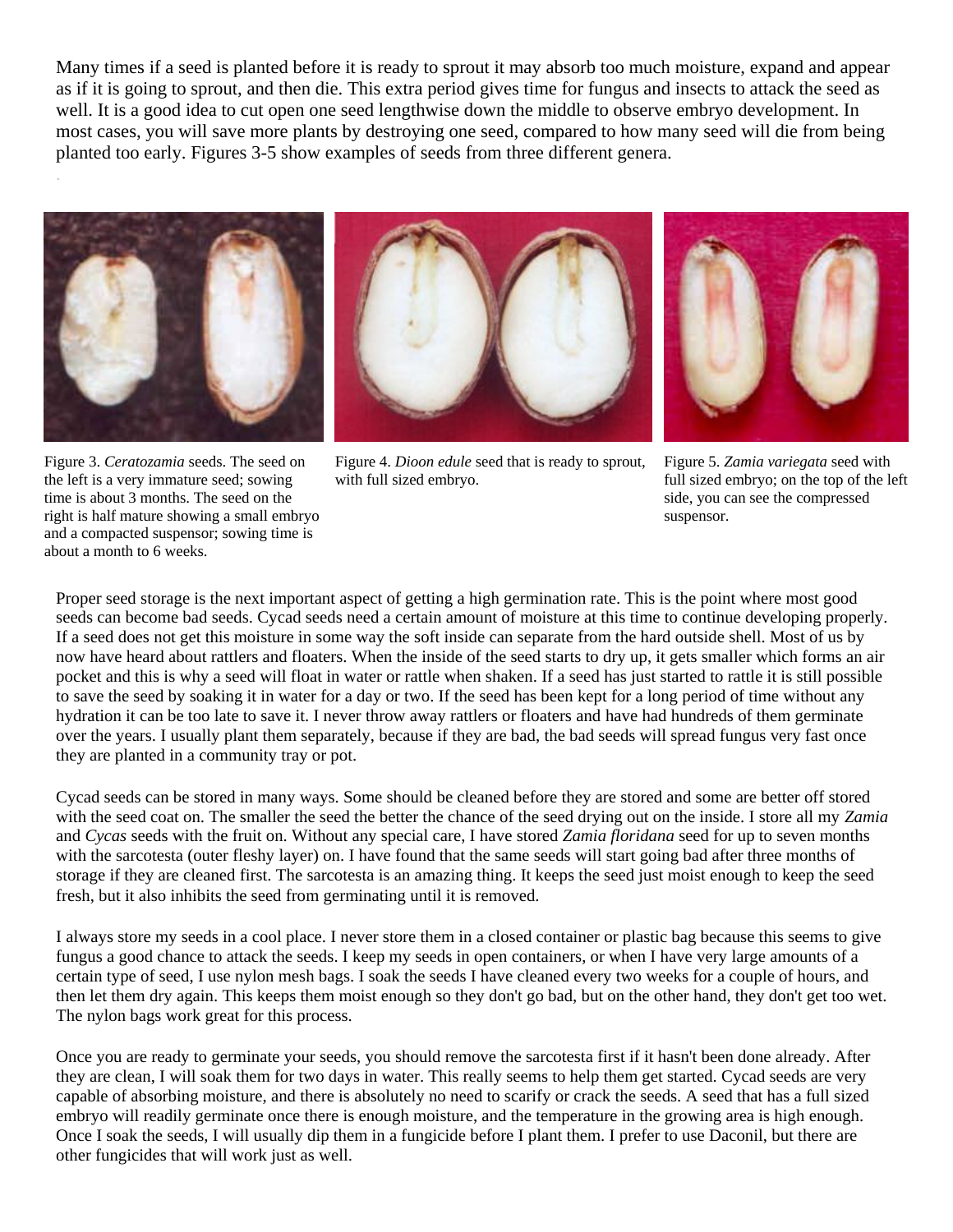Many times if a seed is planted before it is ready to sprout it may absorb too much moisture, expand and appear as if it is going to sprout, and then die. This extra period gives time for fungus and insects to attack the seed as well. It is a good idea to cut open one seed lengthwise down the middle to observe embryo development. In most cases, you will save more plants by destroying one seed, compared to how many seed will die from being planted too early. Figures 3-5 show examples of seeds from three different genera.

Figure 3. *Ceratozamia* seeds. The seed on the left is a very immature seed; sowing time is about 3 months. The seed on the right is half mature showing a small embryo and a compacted suspensor; sowing time is about a month to 6 weeks.

Figure 4. *Dioon edule* seed that is ready to sprout, with full sized embryo.

Figure 5. *Zamia variegata* seed with full sized embryo; on the top of the left side, you can see the compressed suspensor.

Proper seed storage is the next important aspect of getting a high germination rate. This is the point where most good seeds can become bad seeds. Cycad seeds need a certain amount of moisture at this time to continue developing properly. If a seed does not get this moisture in some way the soft inside can separate from the hard outside shell. Most of us by now have heard about rattlers and floaters. When the inside of the seed starts to dry up, it gets smaller which forms an air pocket and this is why a seed will float in water or rattle when shaken. If a seed has just started to rattle it is still possible to save the seed by soaking it in water for a day or two. If the seed has been kept for a long period of time without any hydration it can be too late to save it. I never throw away rattlers or floaters and have had hundreds of them germinate over the years. I usually plant them separately, because if they are bad, the bad seeds will spread fungus very fast once they are planted in a community tray or pot.

Cycad seeds can be stored in many ways. Some should be cleaned before they are stored and some are better off stored with the seed coat on. The smaller the seed the better the chance of the seed drying out on the inside. I store all my *Zamia* and *Cycas* seeds with the fruit on. Without any special care, I have stored *Zamia floridana* seed for up to seven months with the sarcotesta (outer fleshy layer) on. I have found that the same seeds will start going bad after three months of storage if they are cleaned first. The sarcotesta is an amazing thing. It keeps the seed just moist enough to keep the seed fresh, but it also inhibits the seed from germinating until it is removed.

I always store my seeds in a cool place. I never store them in a closed container or plastic bag because this seems to give fungus a good chance to attack the seeds. I keep my seeds in open containers, or when I have very large amounts of a certain type of seed, I use nylon mesh bags. I soak the seeds I have cleaned every two weeks for a couple of hours, and then let them dry again. This keeps them moist enough so they don't go bad, but on the other hand, they don't get too wet. The nylon bags work great for this process.

Once you are ready to germinate your seeds, you should remove the sarcotesta first if it hasn't been done already. After they are clean, I will soak them for two days in water. This really seems to help them get started. Cycad seeds are very capable of absorbing moisture, and there is absolutely no need to scarify or crack the seeds. A seed that has a full sized embryo will readily germinate once there is enough moisture, and the temperature in the growing area is high enough. Once I soak the seeds, I will usually dip them in a fungicide before I plant them. I prefer to use Daconil, but there are other fungicides that will work just as well.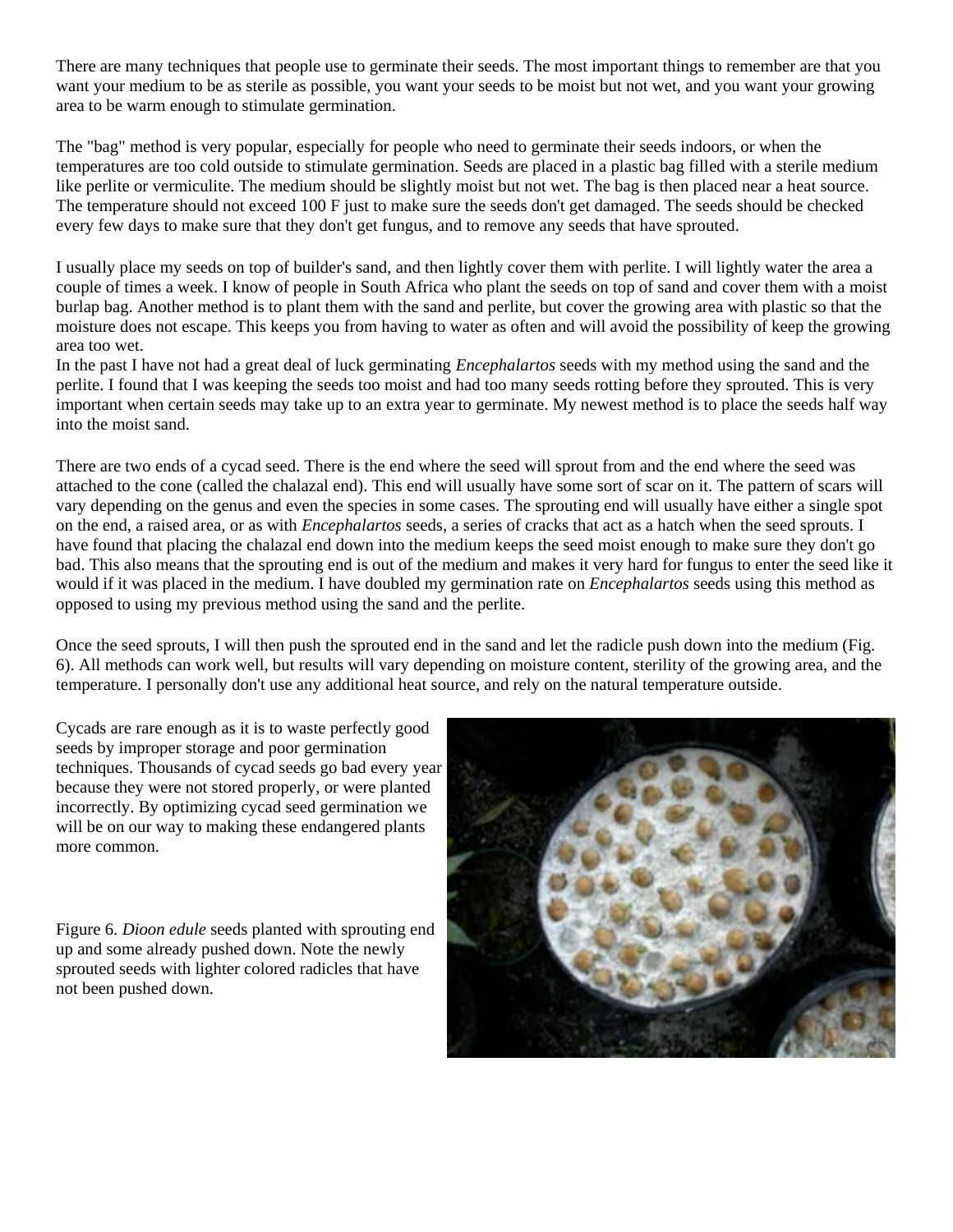There are many techniques that people use to germinate their seeds. The most important things to remember are that you want your medium to be as sterile as possible, you want your seeds to be moist but not wet, and you want your growing area to be warm enough to stimulate germination.

The "bag" method is very popular, especially for people who need to germinate their seeds indoors, or when the temperatures are too cold outside to stimulate germination. Seeds are placed in a plastic bag filled with a sterile medium like perlite or vermiculite. The medium should be slightly moist but not wet. The bag is then placed near a heat source. The temperature should not exceed 100 F just to make sure the seeds don't get damaged. The seeds should be checked every few days to make sure that they don't get fungus, and to remove any seeds that have sprouted.

I usually place my seeds on top of builder's sand, and then lightly cover them with perlite. I will lightly water the area a couple of times a week. I know of people in South Africa who plant the seeds on top of sand and cover them with a moist burlap bag. Another method is to plant them with the sand and perlite, but cover the growing area with plastic so that the moisture does not escape. This keeps you from having to water as often and will avoid the possibility of keep the growing area too wet.

In the past I have not had a great deal of luck germinating *Encephalartos* seeds with my method using the sand and the perlite. I found that I was keeping the seeds too moist and had too many seeds rotting before they sprouted. This is very important when certain seeds may take up to an extra year to germinate. My newest method is to place the seeds half way into the moist sand.

There are two ends of a cycad seed. There is the end where the seed will sprout from and the end where the seed was attached to the cone (called the chalazal end). This end will usually have some sort of scar on it. The pattern of scars will vary depending on the genus and even the species in some cases. The sprouting end will usually have either a single spot on the end, a raised area, or as with *Encephalartos* seeds, a series of cracks that act as a hatch when the seed sprouts. I have found that placing the chalazal end down into the medium keeps the seed moist enough to make sure they don't go bad. This also means that the sprouting end is out of the medium and makes it very hard for fungus to enter the seed like it would if it was placed in the medium. I have doubled my germination rate on *Encephalartos* seeds using this method as opposed to using my previous method using the sand and the perlite.

Once the seed sprouts, I will then push the sprouted end in the sand and let the radicle push down into the medium (Fig. 6). All methods can work well, but results will vary depending on moisture content, sterility of the growing area, and the temperature. I personally don't use any additional heat source, and rely on the natural temperature outside.

Cycads are rare enough as it is to waste perfectly good seeds by improper storage and poor germination techniques. Thousands of cycad seeds go bad every year because they were not stored properly, or were planted incorrectly. By optimizing cycad seed germination we will be on our way to making these endangered plants more common.

Figure 6. *Dioon edule* seeds planted with sprouting end up and some already pushed down. Note the newly sprouted seeds with lighter colored radicles that have not been pushed down.